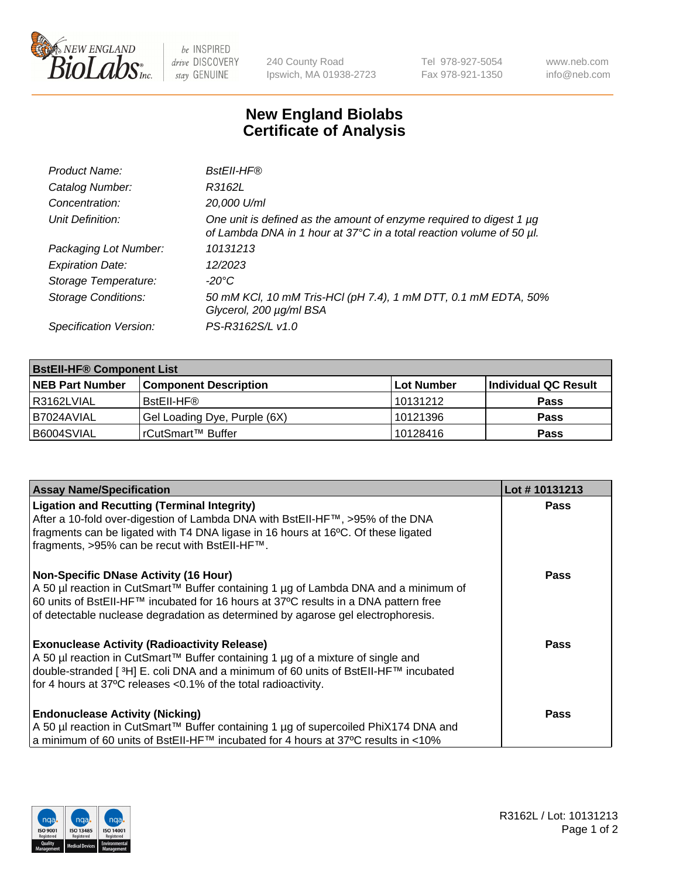# New England Biolabs
# Certificate of Analysis

| | |
|---|---|
| *Product Name:* | *BstEII-HF®* |
| *Catalog Number:* | *R3162L* |
| *Concentration:* | *20,000 U/ml* |
| *Unit Definition:* | *One unit is defined as the amount of enzyme required to digest 1 µg of Lambda DNA in 1 hour at 37°C in a total reaction volume of 50 µl.* |
| *Packaging Lot Number:* | *10131213* |
| *Expiration Date:* | *12/2023* |
| *Storage Temperature:* | *-20°C* |
| *Storage Conditions:* | *50 mM KCl, 10 mM Tris-HCl (pH 7.4), 1 mM DTT, 0.1 mM EDTA, 50% Glycerol, 200 µg/ml BSA* |
| *Specification Version:* | *PS-R3162S/L v1.0* |

| **BstEII-HF® Component List** | | | |
|---|---|---|---|
| **NEB Part Number** | **Component Description** | **Lot Number** | **Individual QC Result** |
| R3162LVIAL | BstEII-HF® | 10131212 | **Pass** |
| B7024AVIAL | Gel Loading Dye, Purple (6X) | 10121396 | **Pass** |
| B6004SVIAL | rCutSmart™ Buffer | 10128416 | **Pass** |

| **Assay Name/Specification** | **Lot # 10131213** |
|---|---|
| **Ligation and Recutting (Terminal Integrity)** After a 10-fold over-digestion of Lambda DNA with BstEII-HF™, >95% of the DNA fragments can be ligated with T4 DNA ligase in 16 hours at 16ºC. Of these ligated fragments, >95% can be recut with BstEII-HF™. | **Pass** |
| **Non-Specific DNase Activity (16 Hour)** A 50 µl reaction in CutSmart™ Buffer containing 1 µg of Lambda DNA and a minimum of 60 units of BstEII-HF™ incubated for 16 hours at 37ºC results in a DNA pattern free of detectable nuclease degradation as determined by agarose gel electrophoresis. | **Pass** |
| **Exonuclease Activity (Radioactivity Release)** A 50 µl reaction in CutSmart™ Buffer containing 1 µg of a mixture of single and double-stranded [ $^3$H] E. coli DNA and a minimum of 60 units of BstEII-HF™ incubated for 4 hours at 37ºC releases <0.1% of the total radioactivity. | **Pass** |
| **Endonuclease Activity (Nicking)** A 50 µl reaction in CutSmart™ Buffer containing 1 µg of supercoiled PhiX174 DNA and a minimum of 60 units of BstEII-HF™ incubated for 4 hours at 37ºC results in <10% | **Pass** |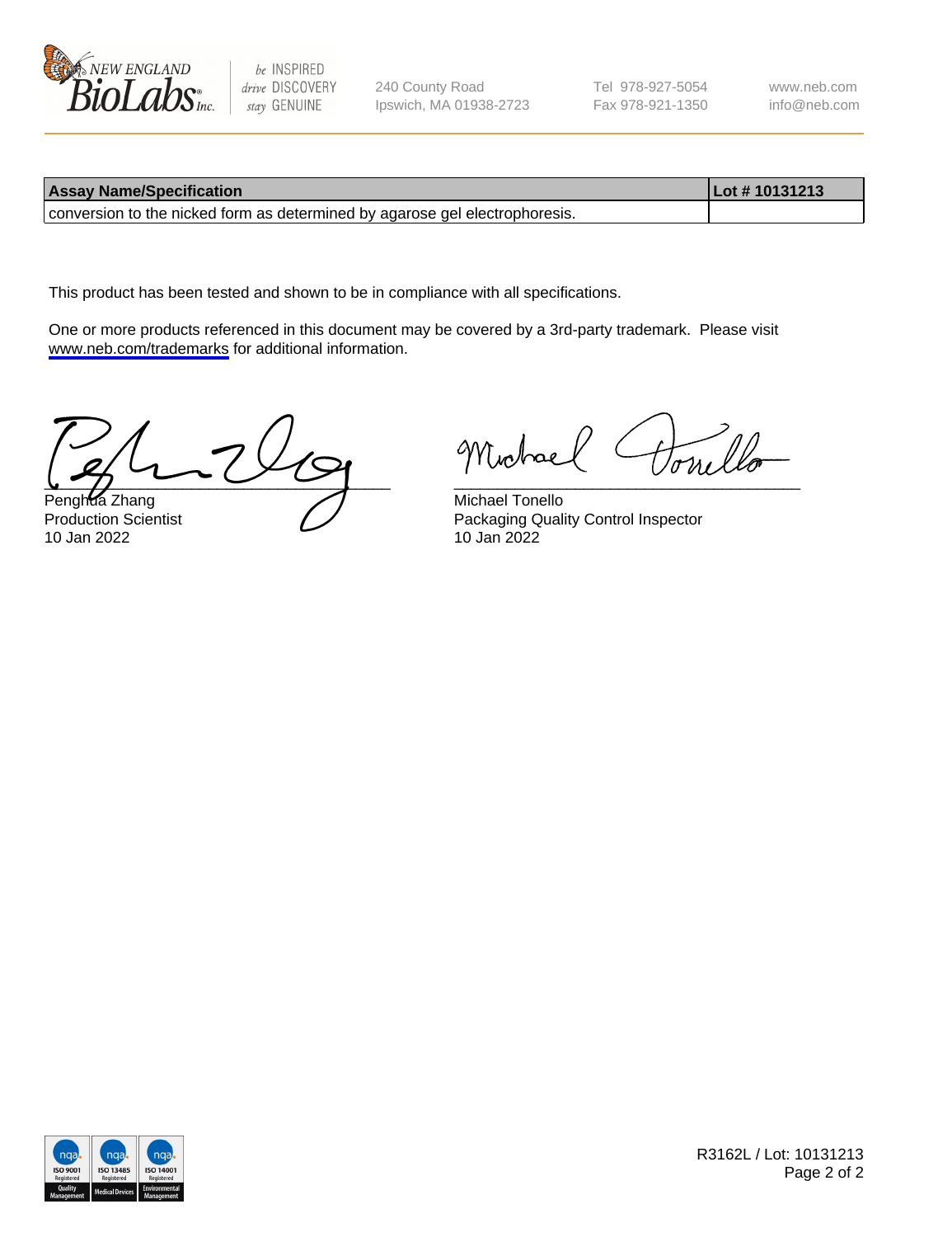| Assay Name/Specification | Lot # 10131213 |
|---|---|
| conversion to the nicked form as determined by agarose gel electrophoresis. | |

This product has been tested and shown to be in compliance with all specifications.

One or more products referenced in this document may be covered by a 3rd-party trademark. Please visit www.neb.com/trademarks for additional information.

Penghua Zhang
Production Scientist
10 Jan 2022

Michael Tonello
Packaging Quality Control Inspector
10 Jan 2022

R3162L / Lot: 10131213